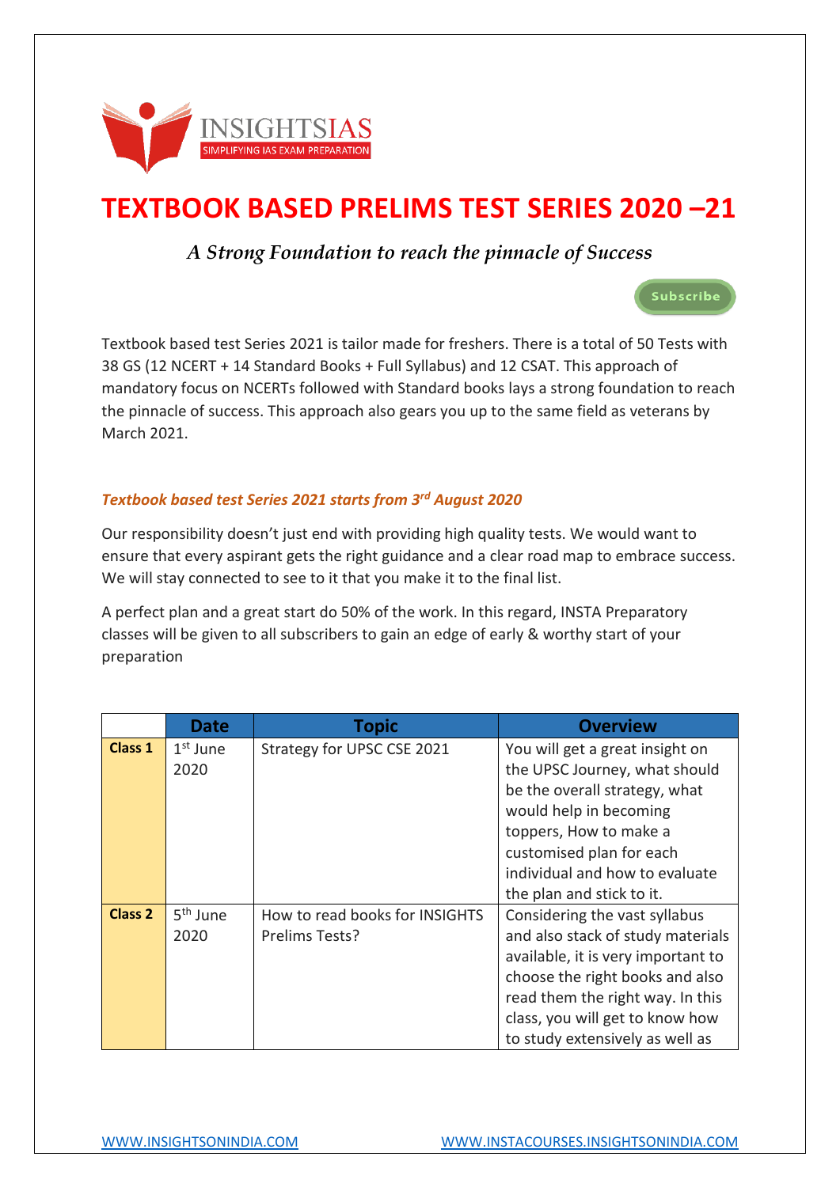INSIGHTSIAS
SIMPLIFYING IAS EXAM PREPARATION

# TEXTBOOK BASED PRELIMS TEST SERIES 2020 –21

*A Strong Foundation to reach the pinnacle of Success*

Subscribe

Textbook based test Series 2021 is tailor made for freshers. There is a total of 50 Tests with 38 GS (12 NCERT + 14 Standard Books + Full Syllabus) and 12 CSAT. This approach of mandatory focus on NCERTs followed with Standard books lays a strong foundation to reach the pinnacle of success. This approach also gears you up to the same field as veterans by March 2021.

***Textbook based test Series 2021 starts from 3rd August 2020***

Our responsibility doesn't just end with providing high quality tests. We would want to ensure that every aspirant gets the right guidance and a clear road map to embrace success. We will stay connected to see to it that you make it to the final list.

A perfect plan and a great start do 50% of the work. In this regard, INSTA Preparatory classes will be given to all subscribers to gain an edge of early & worthy start of your preparation

| | Date | Topic | Overview |
|---|---|---|---|
| **Class 1** | 1st June 2020 | Strategy for UPSC CSE 2021 | You will get a great insight on the UPSC Journey, what should be the overall strategy, what would help in becoming toppers, How to make a customised plan for each individual and how to evaluate the plan and stick to it. |
| **Class 2** | 5th June 2020 | How to read books for INSIGHTS Prelims Tests? | Considering the vast syllabus and also stack of study materials available, it is very important to choose the right books and also read them the right way. In this class, you will get to know how to study extensively as well as |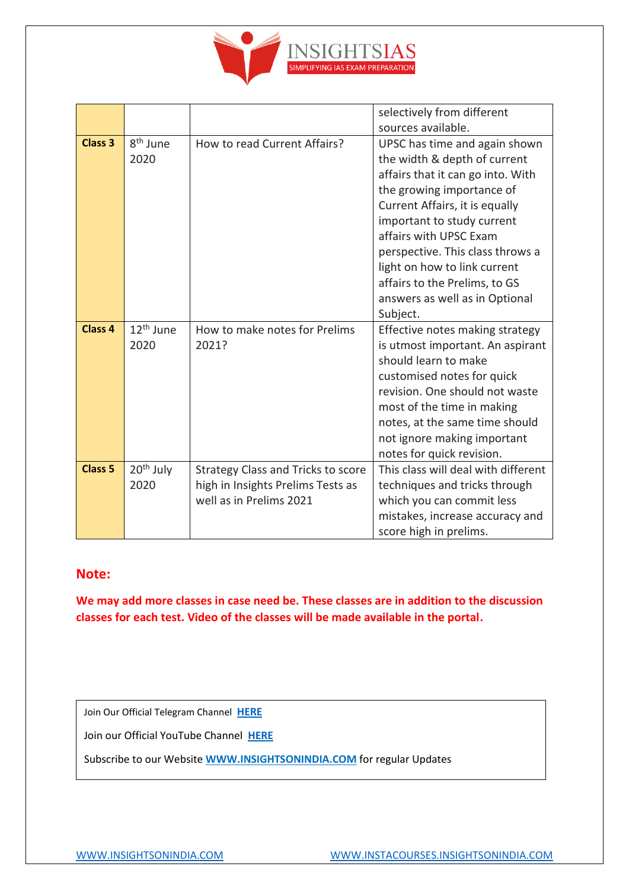| | | | |
|---|---|---|---|
| | | | selectively from different sources available. |
| **Class 3** | 8th June 2020 | How to read Current Affairs? | UPSC has time and again shown the width & depth of current affairs that it can go into. With the growing importance of Current Affairs, it is equally important to study current affairs with UPSC Exam perspective. This class throws a light on how to link current affairs to the Prelims, to GS answers as well as in Optional Subject. |
| **Class 4** | 12th June 2020 | How to make notes for Prelims 2021? | Effective notes making strategy is utmost important. An aspirant should learn to make customised notes for quick revision. One should not waste most of the time in making notes, at the same time should not ignore making important notes for quick revision. |
| **Class 5** | 20th July 2020 | Strategy Class and Tricks to score high in Insights Prelims Tests as well as in Prelims 2021 | This class will deal with different techniques and tricks through which you can commit less mistakes, increase accuracy and score high in prelims. |

**Note:**

**We may add more classes in case need be. These classes are in addition to the discussion classes for each test. Video of the classes will be made available in the portal.**

Join Our Official Telegram Channel **HERE**

Join our Official YouTube Channel **HERE**

Subscribe to our Website **WWW.INSIGHTSONINDIA.COM** for regular Updates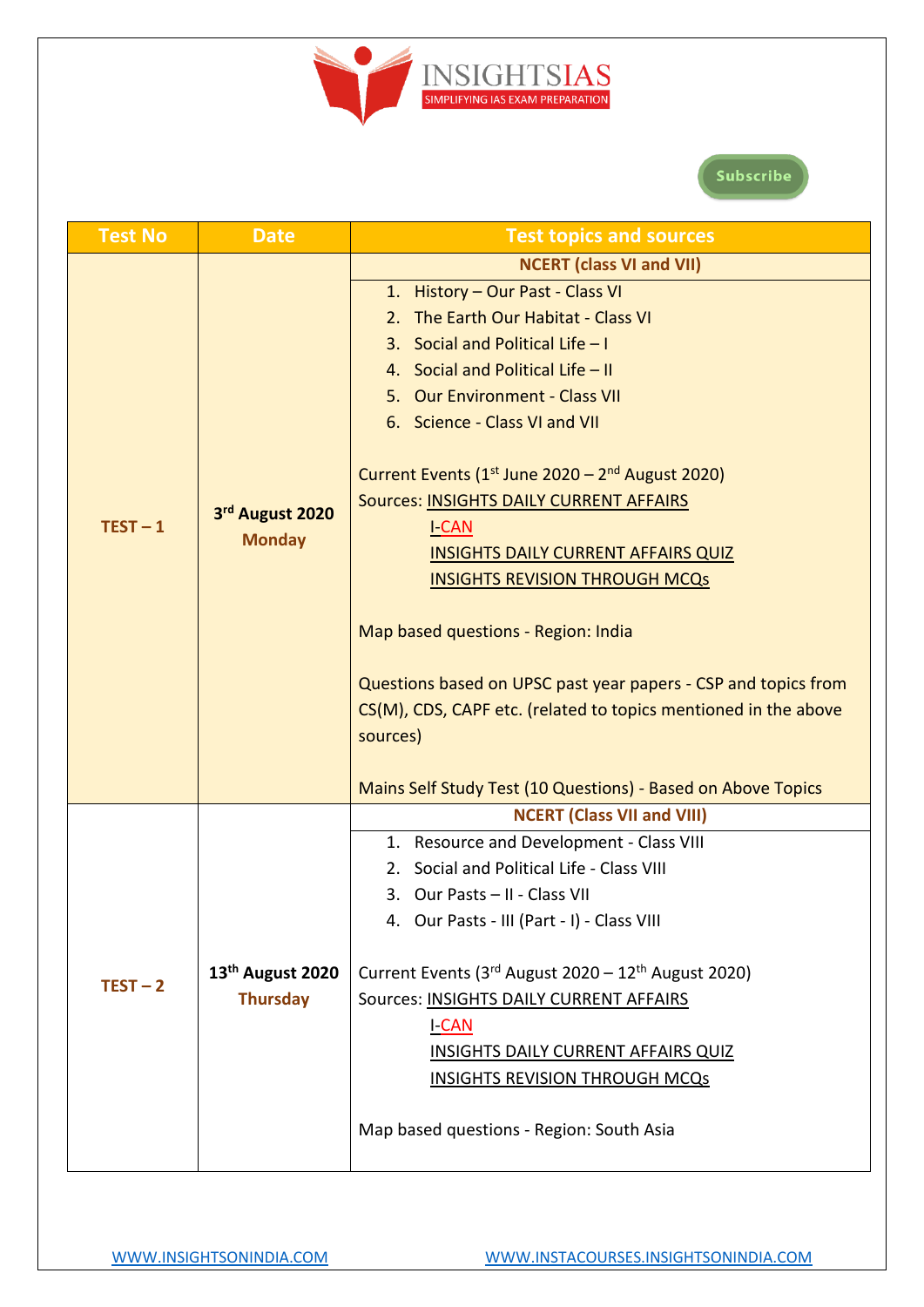| Test No | Date | Test topics and sources |
|---|---|---|
| TEST – 1 | 3rd August 2020 Monday | **NCERT (class VI and VII)**<br>1. History – Our Past - Class VI<br>2. The Earth Our Habitat - Class VI<br>3. Social and Political Life – I<br>4. Social and Political Life – II<br>5. Our Environment - Class VII<br>6. Science - Class VI and VII<br><br>Current Events (1st June 2020 – 2nd August 2020)<br>Sources: INSIGHTS DAILY CURRENT AFFAIRS<br>I-CAN<br>INSIGHTS DAILY CURRENT AFFAIRS QUIZ<br>INSIGHTS REVISION THROUGH MCQs<br><br>Map based questions - Region: India<br><br>Questions based on UPSC past year papers - CSP and topics from CS(M), CDS, CAPF etc. (related to topics mentioned in the above sources)<br><br>Mains Self Study Test (10 Questions) - Based on Above Topics |
| TEST – 2 | 13th August 2020 Thursday | **NCERT (Class VII and VIII)**<br>1. Resource and Development - Class VIII<br>2. Social and Political Life - Class VIII<br>3. Our Pasts – II - Class VII<br>4. Our Pasts - III (Part - I) - Class VIII<br><br>Current Events (3rd August 2020 – 12th August 2020)<br>Sources: INSIGHTS DAILY CURRENT AFFAIRS<br>I-CAN<br>INSIGHTS DAILY CURRENT AFFAIRS QUIZ<br>INSIGHTS REVISION THROUGH MCQs<br><br>Map based questions - Region: South Asia |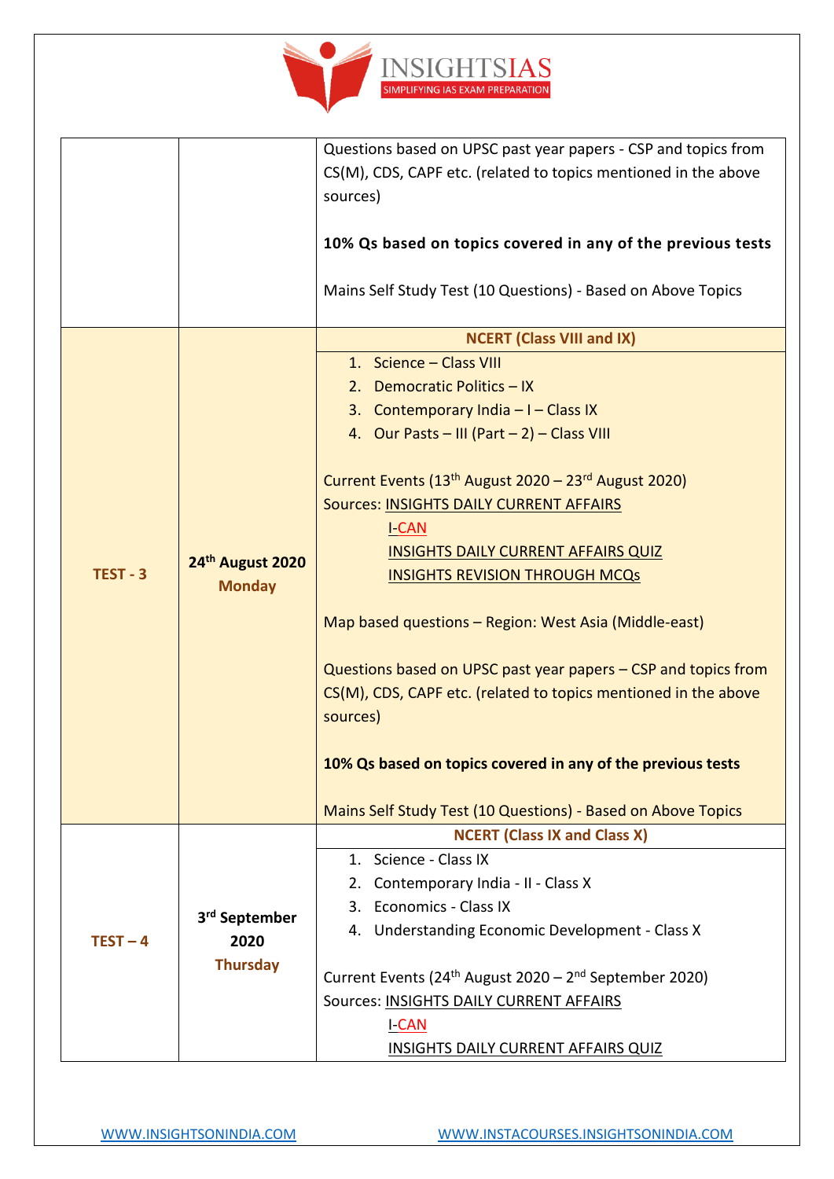| | | |
|---|---|---|
| | | Questions based on UPSC past year papers - CSP and topics from CS(M), CDS, CAPF etc. (related to topics mentioned in the above sources)<br><br>**10% Qs based on topics covered in any of the previous tests**<br><br>Mains Self Study Test (10 Questions) - Based on Above Topics |
| **TEST - 3** | **24th August 2020**<br>**Monday** | **NCERT (Class VIII and IX)**<br>1. Science – Class VIII<br>2. Democratic Politics – IX<br>3. Contemporary India – I – Class IX<br>4. Our Pasts – III (Part – 2) – Class VIII<br><br>Current Events (13th August 2020 – 23rd August 2020)<br>Sources: INSIGHTS DAILY CURRENT AFFAIRS<br>I-CAN<br>INSIGHTS DAILY CURRENT AFFAIRS QUIZ<br>INSIGHTS REVISION THROUGH MCQs<br><br>Map based questions – Region: West Asia (Middle-east)<br><br>Questions based on UPSC past year papers – CSP and topics from CS(M), CDS, CAPF etc. (related to topics mentioned in the above sources)<br><br>**10% Qs based on topics covered in any of the previous tests**<br><br>Mains Self Study Test (10 Questions) - Based on Above Topics |
| **TEST – 4** | **3rd September 2020**<br>**Thursday** | **NCERT (Class IX and Class X)**<br>1. Science - Class IX<br>2. Contemporary India - II - Class X<br>3. Economics - Class IX<br>4. Understanding Economic Development - Class X<br><br>Current Events (24th August 2020 – 2nd September 2020)<br>Sources: INSIGHTS DAILY CURRENT AFFAIRS<br>I-CAN<br>INSIGHTS DAILY CURRENT AFFAIRS QUIZ |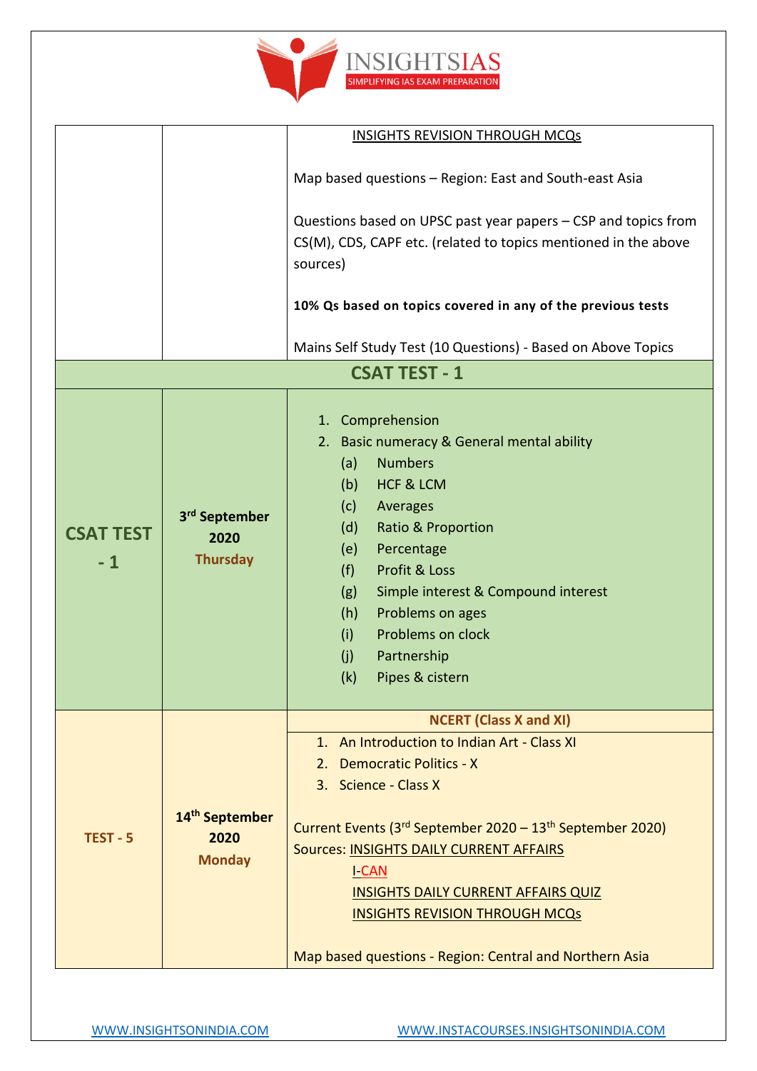| | | |
|---|---|---|
| | | INSIGHTS REVISION THROUGH MCQs<br><br>Map based questions – Region: East and South-east Asia<br><br>Questions based on UPSC past year papers – CSP and topics from CS(M), CDS, CAPF etc. (related to topics mentioned in the above sources)<br><br>**10% Qs based on topics covered in any of the previous tests**<br><br>Mains Self Study Test (10 Questions) - Based on Above Topics |
| **CSAT TEST - 1** | | |
| **CSAT TEST - 1** | **3rd September 2020 Thursday** | 1. Comprehension<br>2. Basic numeracy & General mental ability<br>(a) Numbers<br>(b) HCF & LCM<br>(c) Averages<br>(d) Ratio & Proportion<br>(e) Percentage<br>(f) Profit & Loss<br>(g) Simple interest & Compound interest<br>(h) Problems on ages<br>(i) Problems on clock<br>(j) Partnership<br>(k) Pipes & cistern |
| **TEST - 5** | **14th September 2020 Monday** | **NCERT (Class X and XI)**<br>1. An Introduction to Indian Art - Class XI<br>2. Democratic Politics - X<br>3. Science - Class X<br><br>Current Events (3rd September 2020 – 13th September 2020)<br>Sources: INSIGHTS DAILY CURRENT AFFAIRS<br>I-CAN<br>INSIGHTS DAILY CURRENT AFFAIRS QUIZ<br>INSIGHTS REVISION THROUGH MCQs<br><br>Map based questions - Region: Central and Northern Asia |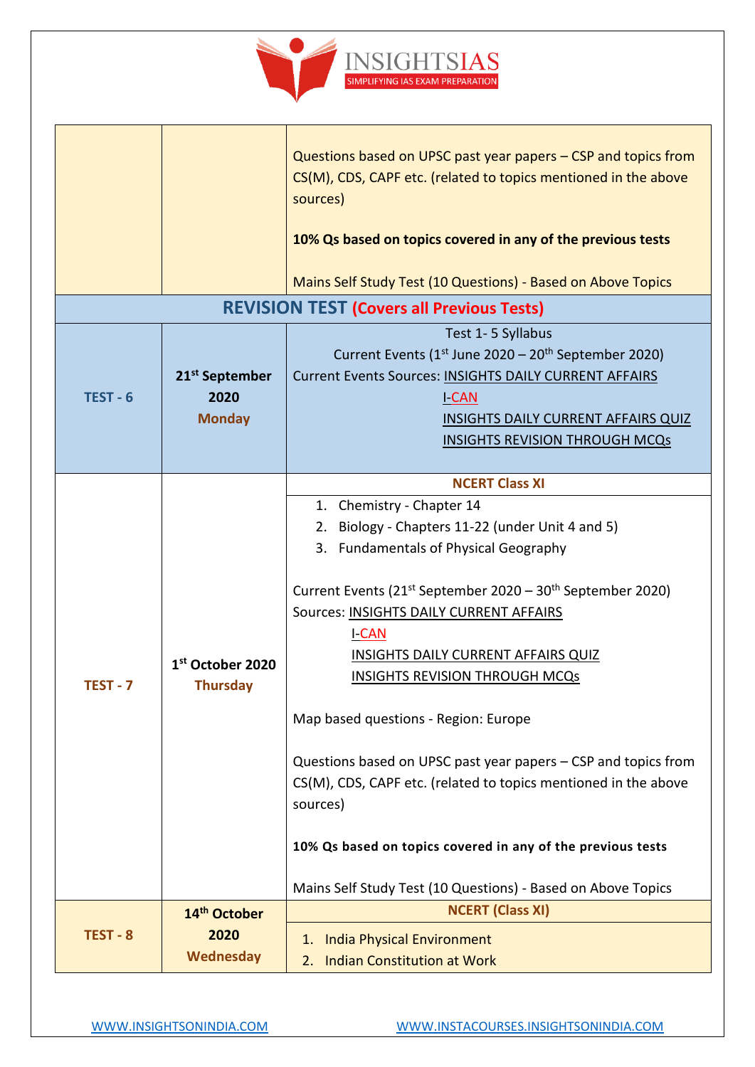| | | |
|---|---|---|
| | | Questions based on UPSC past year papers – CSP and topics from CS(M), CDS, CAPF etc. (related to topics mentioned in the above sources)<br><br>**10% Qs based on topics covered in any of the previous tests**<br><br>Mains Self Study Test (10 Questions) - Based on Above Topics |
| **REVISION TEST (Covers all Previous Tests)** | | |
| **TEST - 6** | **21st September 2020**<br>**Monday** | Test 1- 5 Syllabus<br>Current Events (1st June 2020 – 20th September 2020)<br>Current Events Sources: INSIGHTS DAILY CURRENT AFFAIRS<br>I-CAN<br>INSIGHTS DAILY CURRENT AFFAIRS QUIZ<br>INSIGHTS REVISION THROUGH MCQs |
| **TEST - 7** | **1st October 2020**<br>**Thursday** | **NCERT Class XI**<br>1. Chemistry - Chapter 14<br>2. Biology - Chapters 11-22 (under Unit 4 and 5)<br>3. Fundamentals of Physical Geography<br><br>Current Events (21st September 2020 – 30th September 2020)<br>Sources: INSIGHTS DAILY CURRENT AFFAIRS<br>I-CAN<br>INSIGHTS DAILY CURRENT AFFAIRS QUIZ<br>INSIGHTS REVISION THROUGH MCQs<br><br>Map based questions - Region: Europe<br><br>Questions based on UPSC past year papers – CSP and topics from CS(M), CDS, CAPF etc. (related to topics mentioned in the above sources)<br><br>**10% Qs based on topics covered in any of the previous tests**<br><br>Mains Self Study Test (10 Questions) - Based on Above Topics |
| **TEST - 8** | **14th October 2020**<br>**Wednesday** | **NCERT (Class XI)**<br>1. India Physical Environment<br>2. Indian Constitution at Work |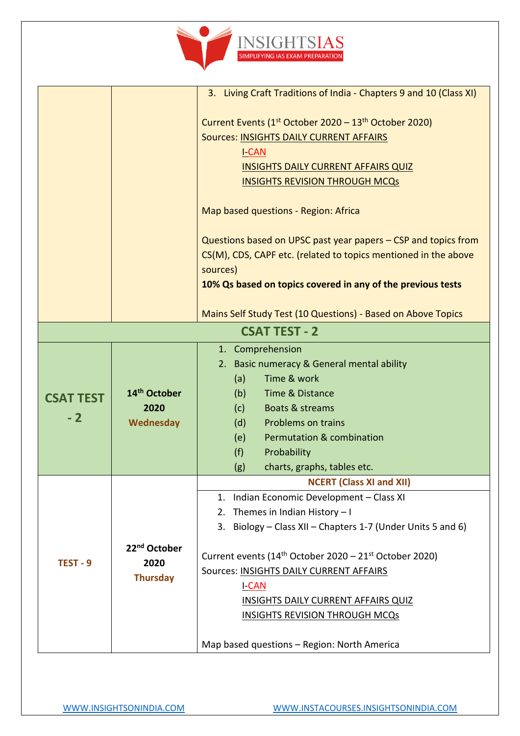| | | |
|---|---|---|
| | | 3. Living Craft Traditions of India - Chapters 9 and 10 (Class XI)<br><br>Current Events (1st October 2020 – 13th October 2020)<br>Sources: INSIGHTS DAILY CURRENT AFFAIRS<br>I-CAN<br>INSIGHTS DAILY CURRENT AFFAIRS QUIZ<br>INSIGHTS REVISION THROUGH MCQs<br><br>Map based questions - Region: Africa<br><br>Questions based on UPSC past year papers – CSP and topics from CS(M), CDS, CAPF etc. (related to topics mentioned in the above sources)<br>**10% Qs based on topics covered in any of the previous tests**<br><br>Mains Self Study Test (10 Questions) - Based on Above Topics |
| **CSAT TEST - 2** | | |
| **CSAT TEST - 2** | **14th October 2020**<br>**Wednesday** | 1. Comprehension<br>2. Basic numeracy & General mental ability<br>(a) Time & work<br>(b) Time & Distance<br>(c) Boats & streams<br>(d) Problems on trains<br>(e) Permutation & combination<br>(f) Probability<br>(g) charts, graphs, tables etc. |
| **TEST - 9** | **22nd October 2020**<br>**Thursday** | **NCERT (Class XI and XII)**<br>1. Indian Economic Development – Class XI<br>2. Themes in Indian History – I<br>3. Biology – Class XII – Chapters 1-7 (Under Units 5 and 6)<br><br>Current events (14th October 2020 – 21st October 2020)<br>Sources: INSIGHTS DAILY CURRENT AFFAIRS<br>I-CAN<br>INSIGHTS DAILY CURRENT AFFAIRS QUIZ<br>INSIGHTS REVISION THROUGH MCQs<br><br>Map based questions – Region: North America |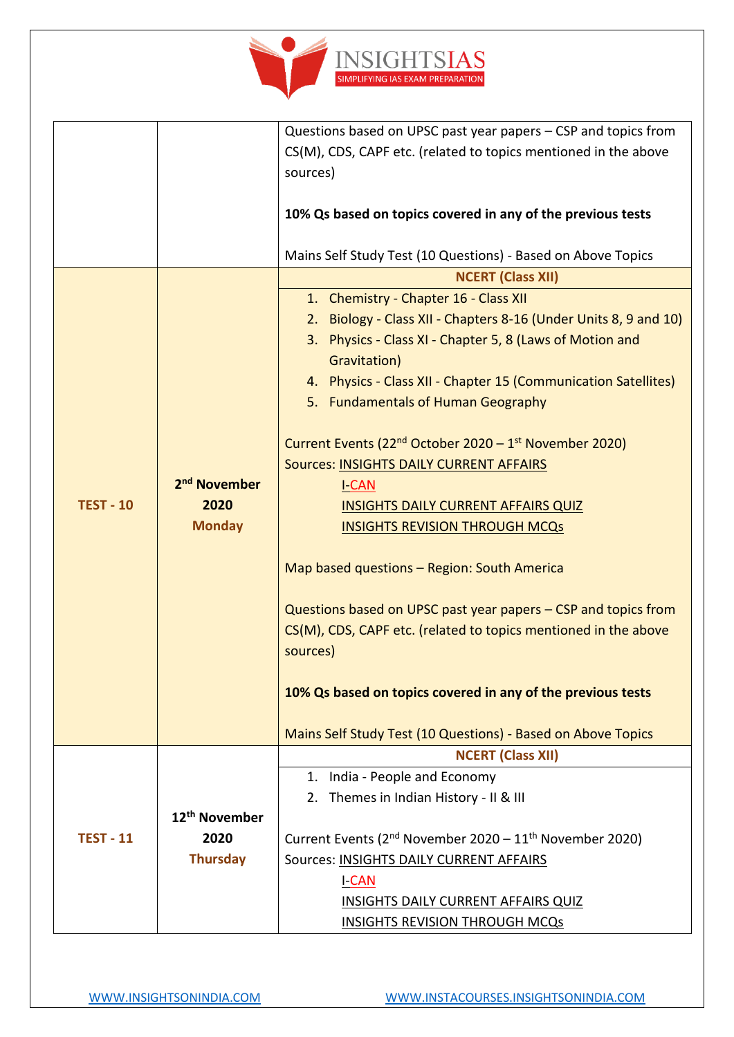| | | |
|---|---|---|
| | | Questions based on UPSC past year papers – CSP and topics from CS(M), CDS, CAPF etc. (related to topics mentioned in the above sources)<br><br>**10% Qs based on topics covered in any of the previous tests**<br><br>Mains Self Study Test (10 Questions) - Based on Above Topics |
| **TEST - 10** | **2nd November 2020 Monday** | **NCERT (Class XII)**<br>1. Chemistry - Chapter 16 - Class XII<br>2. Biology - Class XII - Chapters 8-16 (Under Units 8, 9 and 10)<br>3. Physics - Class XI - Chapter 5, 8 (Laws of Motion and Gravitation)<br>4. Physics - Class XII - Chapter 15 (Communication Satellites)<br>5. Fundamentals of Human Geography<br><br>Current Events (22nd October 2020 – 1st November 2020)<br>Sources: INSIGHTS DAILY CURRENT AFFAIRS<br>I-CAN<br>INSIGHTS DAILY CURRENT AFFAIRS QUIZ<br>INSIGHTS REVISION THROUGH MCQs<br><br>Map based questions – Region: South America<br><br>Questions based on UPSC past year papers – CSP and topics from CS(M), CDS, CAPF etc. (related to topics mentioned in the above sources)<br><br>**10% Qs based on topics covered in any of the previous tests**<br><br>Mains Self Study Test (10 Questions) - Based on Above Topics |
| **TEST - 11** | **12th November 2020 Thursday** | **NCERT (Class XII)**<br>1. India - People and Economy<br>2. Themes in Indian History - II & III<br><br>Current Events (2nd November 2020 – 11th November 2020)<br>Sources: INSIGHTS DAILY CURRENT AFFAIRS<br>I-CAN<br>INSIGHTS DAILY CURRENT AFFAIRS QUIZ<br>INSIGHTS REVISION THROUGH MCQs |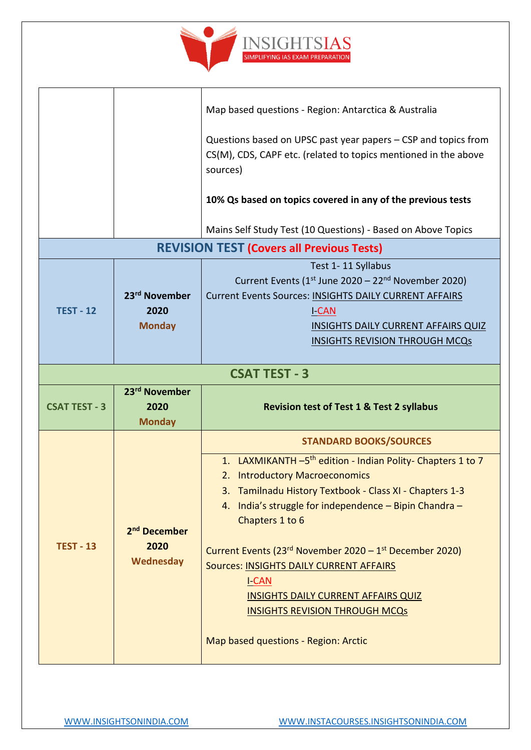| | | |
|---|---|---|
| | | Map based questions - Region: Antarctica & Australia<br><br>Questions based on UPSC past year papers – CSP and topics from CS(M), CDS, CAPF etc. (related to topics mentioned in the above sources)<br><br>**10% Qs based on topics covered in any of the previous tests**<br><br>Mains Self Study Test (10 Questions) - Based on Above Topics |
| **REVISION TEST (Covers all Previous Tests)** | | |
| **TEST - 12** | **23rd November 2020**<br>**Monday** | Test 1- 11 Syllabus<br>Current Events (1st June 2020 – 22nd November 2020)<br>Current Events Sources: INSIGHTS DAILY CURRENT AFFAIRS<br>I-CAN<br>INSIGHTS DAILY CURRENT AFFAIRS QUIZ<br>INSIGHTS REVISION THROUGH MCQs |
| **CSAT TEST - 3** | | |
| **CSAT TEST - 3** | **23rd November 2020**<br>**Monday** | **Revision test of Test 1 & Test 2 syllabus** |
| **TEST - 13** | **2nd December 2020**<br>**Wednesday** | **STANDARD BOOKS/SOURCES**<br><br>1. LAXMIKANTH –5th edition - Indian Polity- Chapters 1 to 7<br>2. Introductory Macroeconomics<br>3. Tamilnadu History Textbook - Class XI - Chapters 1-3<br>4. India's struggle for independence – Bipin Chandra – Chapters 1 to 6<br><br>Current Events (23rd November 2020 – 1st December 2020)<br>Sources: INSIGHTS DAILY CURRENT AFFAIRS<br>I-CAN<br>INSIGHTS DAILY CURRENT AFFAIRS QUIZ<br>INSIGHTS REVISION THROUGH MCQs<br><br>Map based questions - Region: Arctic |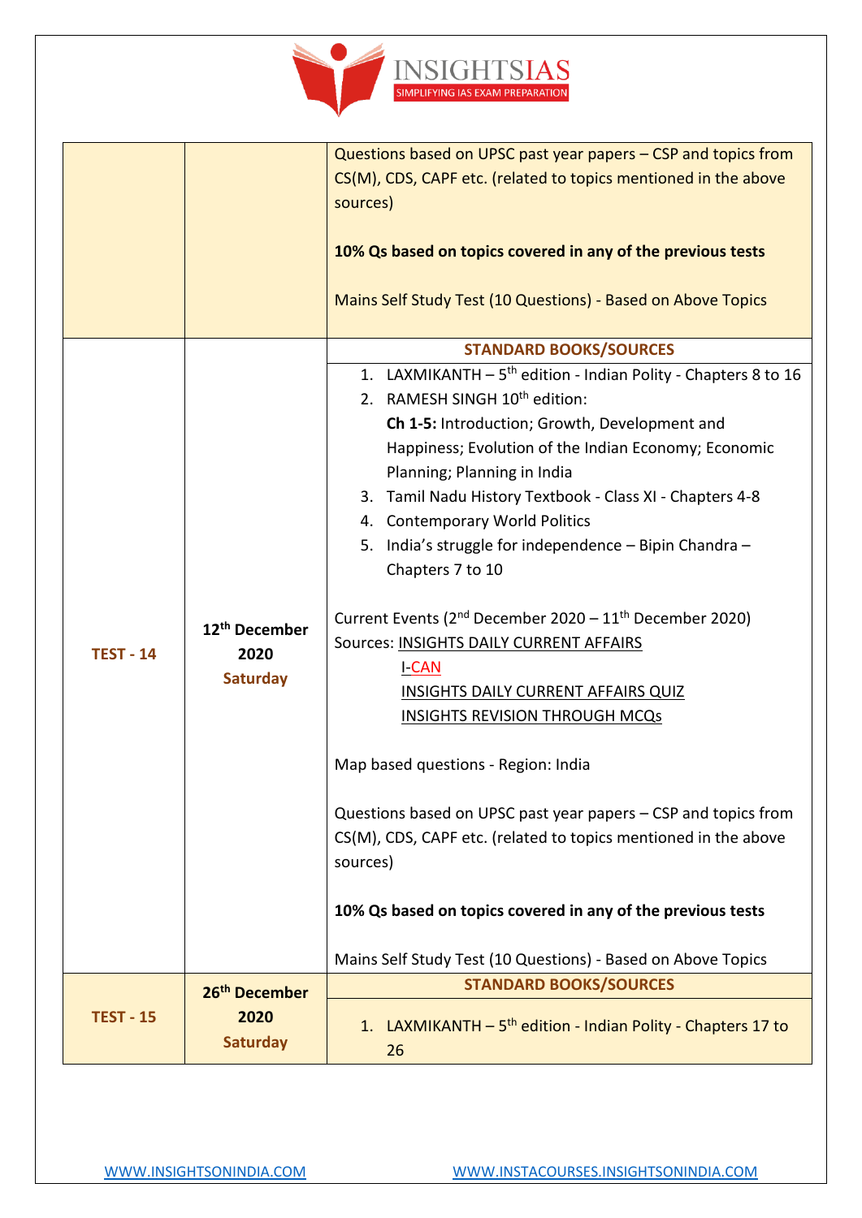| | | |
|---|---|---|
| | | Questions based on UPSC past year papers – CSP and topics from CS(M), CDS, CAPF etc. (related to topics mentioned in the above sources)<br><br>**10% Qs based on topics covered in any of the previous tests**<br><br>Mains Self Study Test (10 Questions) - Based on Above Topics |
| **TEST - 14** | **12th December 2020 Saturday** | **STANDARD BOOKS/SOURCES**<br>1. LAXMIKANTH – 5th edition - Indian Polity - Chapters 8 to 16<br>2. RAMESH SINGH 10th edition: **Ch 1-5:** Introduction; Growth, Development and Happiness; Evolution of the Indian Economy; Economic Planning; Planning in India<br>3. Tamil Nadu History Textbook - Class XI - Chapters 4-8<br>4. Contemporary World Politics<br>5. India's struggle for independence – Bipin Chandra – Chapters 7 to 10<br><br>Current Events (2nd December 2020 – 11th December 2020)<br>Sources: INSIGHTS DAILY CURRENT AFFAIRS<br>I-CAN<br>INSIGHTS DAILY CURRENT AFFAIRS QUIZ<br>INSIGHTS REVISION THROUGH MCQs<br><br>Map based questions - Region: India<br><br>Questions based on UPSC past year papers – CSP and topics from CS(M), CDS, CAPF etc. (related to topics mentioned in the above sources)<br><br>**10% Qs based on topics covered in any of the previous tests**<br><br>Mains Self Study Test (10 Questions) - Based on Above Topics |
| **TEST - 15** | **26th December 2020 Saturday** | **STANDARD BOOKS/SOURCES**<br>1. LAXMIKANTH – 5th edition - Indian Polity - Chapters 17 to 26 |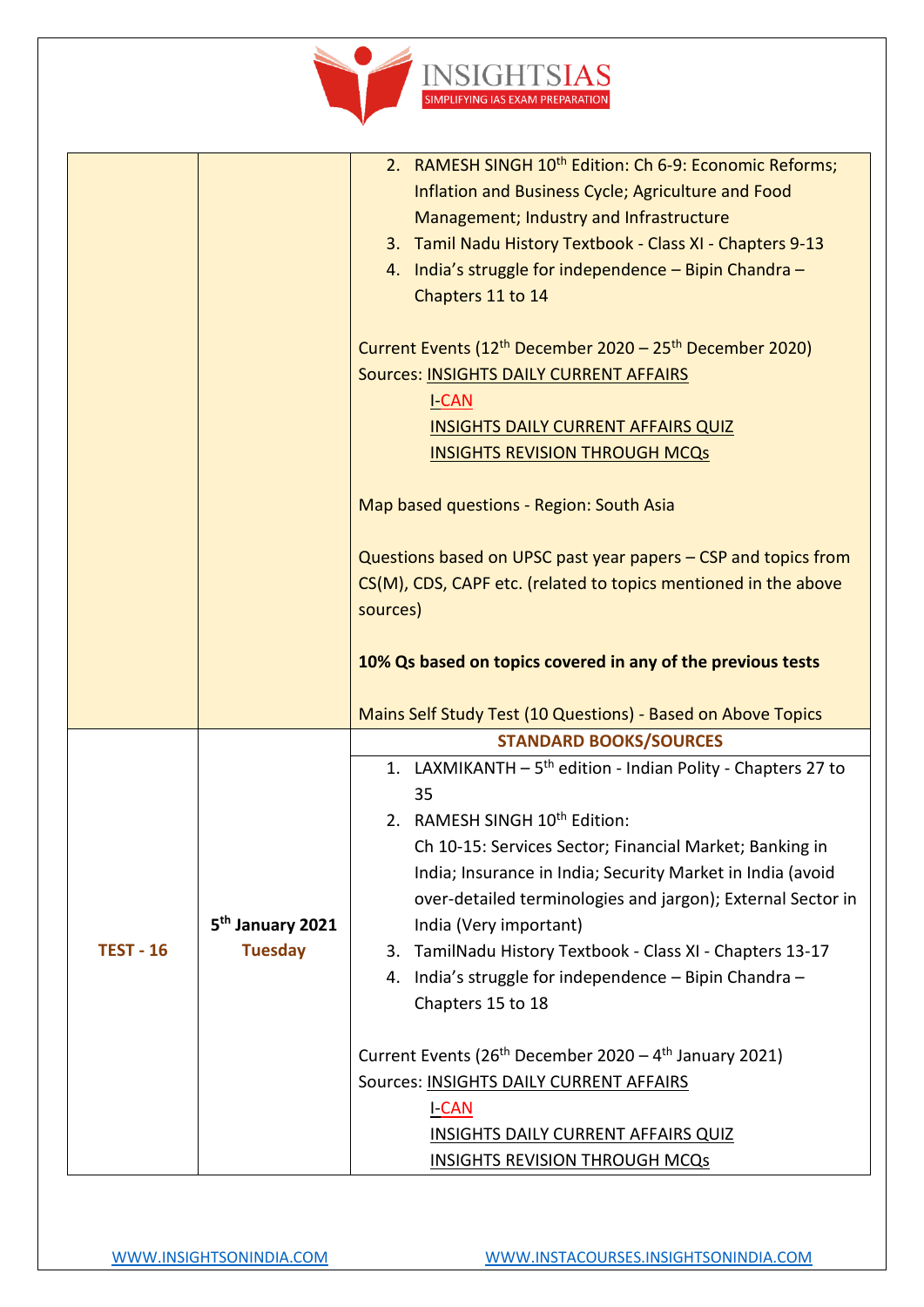| | | |
|---|---|---|
| | | 2. RAMESH SINGH 10th Edition: Ch 6-9: Economic Reforms; Inflation and Business Cycle; Agriculture and Food Management; Industry and Infrastructure<br>3. Tamil Nadu History Textbook - Class XI - Chapters 9-13<br>4. India's struggle for independence – Bipin Chandra – Chapters 11 to 14<br><br>Current Events (12th December 2020 – 25th December 2020)<br>Sources: INSIGHTS DAILY CURRENT AFFAIRS<br>I-CAN<br>INSIGHTS DAILY CURRENT AFFAIRS QUIZ<br>INSIGHTS REVISION THROUGH MCQs<br><br>Map based questions - Region: South Asia<br><br>Questions based on UPSC past year papers – CSP and topics from CS(M), CDS, CAPF etc. (related to topics mentioned in the above sources)<br><br>**10% Qs based on topics covered in any of the previous tests**<br><br>Mains Self Study Test (10 Questions) - Based on Above Topics |
| **TEST - 16** | **5th January 2021**<br>**Tuesday** | **STANDARD BOOKS/SOURCES**<br>1. LAXMIKANTH – 5th edition - Indian Polity - Chapters 27 to 35<br>2. RAMESH SINGH 10th Edition:<br>Ch 10-15: Services Sector; Financial Market; Banking in India; Insurance in India; Security Market in India (avoid over-detailed terminologies and jargon); External Sector in India (Very important)<br>3. TamilNadu History Textbook - Class XI - Chapters 13-17<br>4. India's struggle for independence – Bipin Chandra – Chapters 15 to 18<br><br>Current Events (26th December 2020 – 4th January 2021)<br>Sources: INSIGHTS DAILY CURRENT AFFAIRS<br>I-CAN<br>INSIGHTS DAILY CURRENT AFFAIRS QUIZ<br>INSIGHTS REVISION THROUGH MCQs |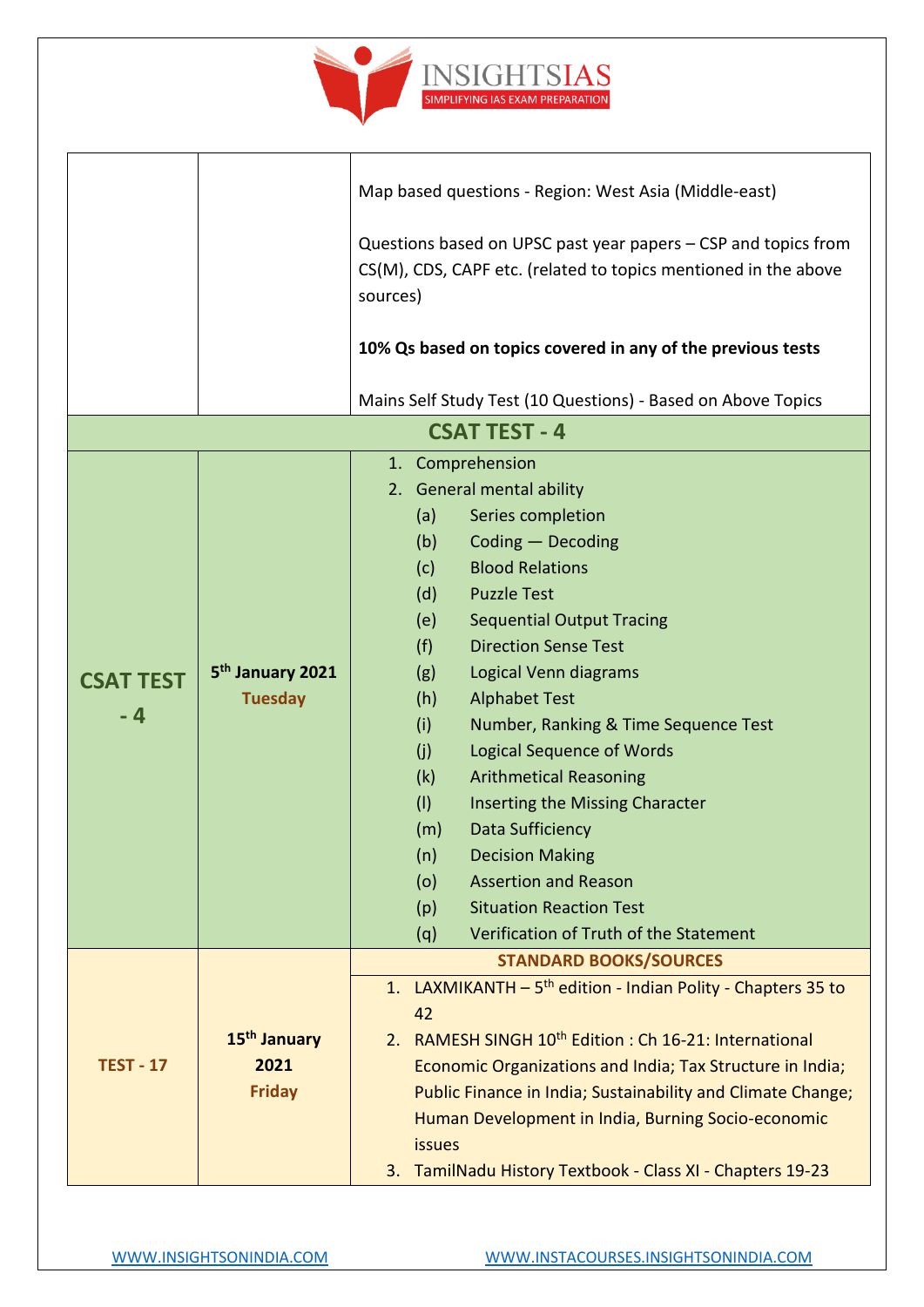| | | |
|---|---|---|
| | | Map based questions - Region: West Asia (Middle-east)<br><br>Questions based on UPSC past year papers – CSP and topics from CS(M), CDS, CAPF etc. (related to topics mentioned in the above sources)<br><br>**10% Qs based on topics covered in any of the previous tests**<br><br>Mains Self Study Test (10 Questions) - Based on Above Topics |
| **CSAT TEST - 4** | | |
| **CSAT TEST - 4** | **5th January 2021** **Tuesday** | 1. Comprehension<br>2. General mental ability<br>(a) Series completion<br>(b) Coding — Decoding<br>(c) Blood Relations<br>(d) Puzzle Test<br>(e) Sequential Output Tracing<br>(f) Direction Sense Test<br>(g) Logical Venn diagrams<br>(h) Alphabet Test<br>(i) Number, Ranking & Time Sequence Test<br>(j) Logical Sequence of Words<br>(k) Arithmetical Reasoning<br>(l) Inserting the Missing Character<br>(m) Data Sufficiency<br>(n) Decision Making<br>(o) Assertion and Reason<br>(p) Situation Reaction Test<br>(q) Verification of Truth of the Statement |
| **TEST - 17** | **15th January 2021** **Friday** | **STANDARD BOOKS/SOURCES**<br>1. LAXMIKANTH – 5th edition - Indian Polity - Chapters 35 to 42<br>2. RAMESH SINGH 10th Edition : Ch 16-21: International Economic Organizations and India; Tax Structure in India; Public Finance in India; Sustainability and Climate Change; Human Development in India, Burning Socio-economic issues<br>3. TamilNadu History Textbook - Class XI - Chapters 19-23 |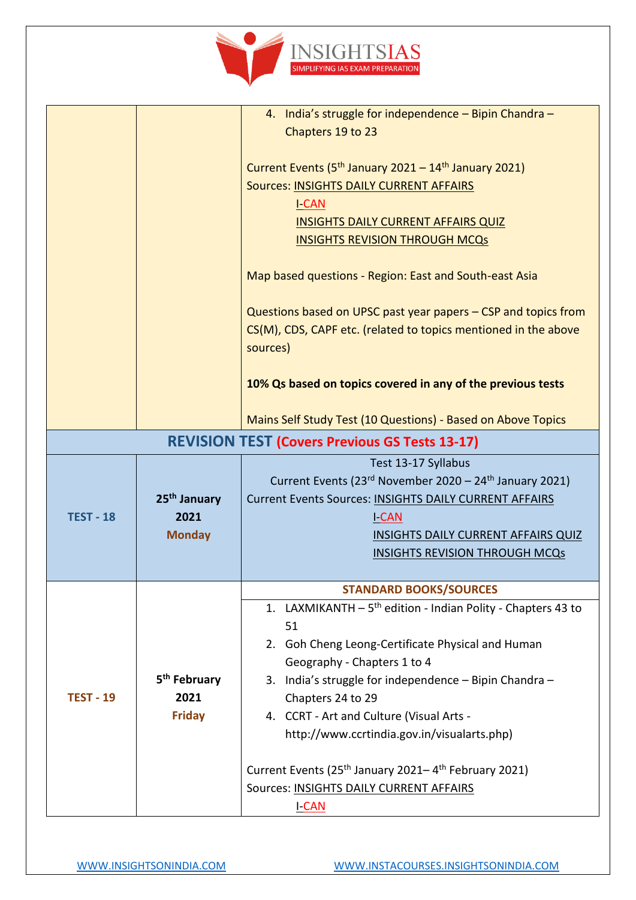| | | |
|---|---|---|
| | | 4. India's struggle for independence – Bipin Chandra – Chapters 19 to 23<br><br>Current Events (5th January 2021 – 14th January 2021)<br>Sources: INSIGHTS DAILY CURRENT AFFAIRS<br>I-CAN<br>INSIGHTS DAILY CURRENT AFFAIRS QUIZ<br>INSIGHTS REVISION THROUGH MCQs<br><br>Map based questions - Region: East and South-east Asia<br><br>Questions based on UPSC past year papers – CSP and topics from CS(M), CDS, CAPF etc. (related to topics mentioned in the above sources)<br><br>**10% Qs based on topics covered in any of the previous tests**<br><br>Mains Self Study Test (10 Questions) - Based on Above Topics |
| **REVISION TEST (Covers Previous GS Tests 13-17)** | | |
| **TEST - 18** | **25th January 2021**<br>**Monday** | Test 13-17 Syllabus<br>Current Events (23rd November 2020 – 24th January 2021)<br>Current Events Sources: INSIGHTS DAILY CURRENT AFFAIRS<br>I-CAN<br>INSIGHTS DAILY CURRENT AFFAIRS QUIZ<br>INSIGHTS REVISION THROUGH MCQs |
| **TEST - 19** | **5th February 2021**<br>**Friday** | **STANDARD BOOKS/SOURCES**<br>1. LAXMIKANTH – 5th edition - Indian Polity - Chapters 43 to 51<br>2. Goh Cheng Leong-Certificate Physical and Human Geography - Chapters 1 to 4<br>3. India's struggle for independence – Bipin Chandra – Chapters 24 to 29<br>4. CCRT - Art and Culture (Visual Arts - http://www.ccrtindia.gov.in/visualarts.php)<br><br>Current Events (25th January 2021– 4th February 2021)<br>Sources: INSIGHTS DAILY CURRENT AFFAIRS<br>I-CAN |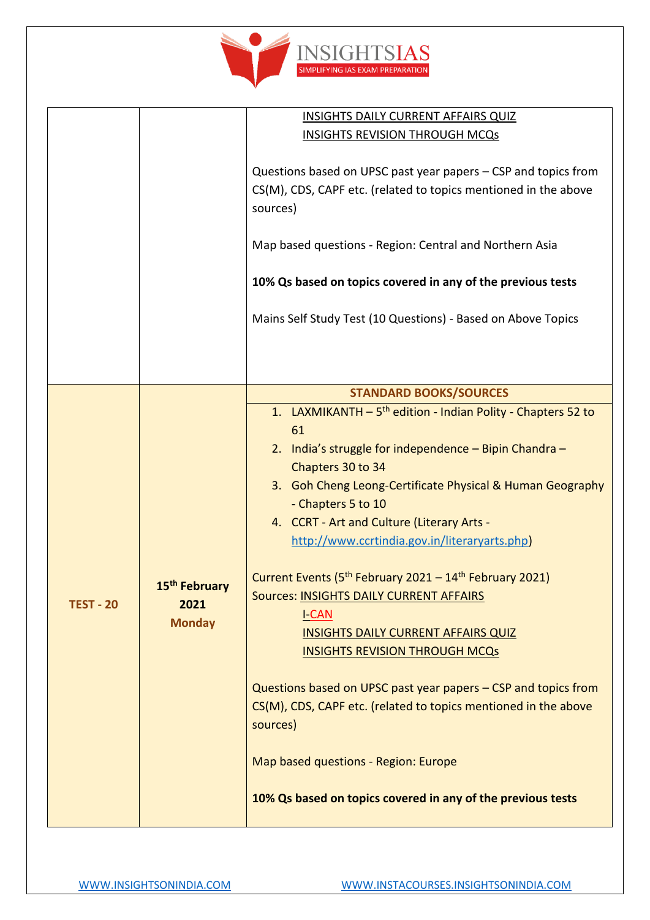| | | |
|---|---|---|
| | | INSIGHTS DAILY CURRENT AFFAIRS QUIZ<br>INSIGHTS REVISION THROUGH MCQs<br><br>Questions based on UPSC past year papers – CSP and topics from CS(M), CDS, CAPF etc. (related to topics mentioned in the above sources)<br><br>Map based questions - Region: Central and Northern Asia<br><br>**10% Qs based on topics covered in any of the previous tests**<br><br>Mains Self Study Test (10 Questions) - Based on Above Topics |
| **TEST - 20** | **15th February 2021**<br>**Monday** | **STANDARD BOOKS/SOURCES**<br>1. LAXMIKANTH – 5th edition - Indian Polity - Chapters 52 to 61<br>2. India's struggle for independence – Bipin Chandra – Chapters 30 to 34<br>3. Goh Cheng Leong-Certificate Physical & Human Geography - Chapters 5 to 10<br>4. CCRT - Art and Culture (Literary Arts - http://www.ccrtindia.gov.in/literaryarts.php)<br><br>Current Events (5th February 2021 – 14th February 2021)<br>Sources: INSIGHTS DAILY CURRENT AFFAIRS<br>I-CAN<br>INSIGHTS DAILY CURRENT AFFAIRS QUIZ<br>INSIGHTS REVISION THROUGH MCQs<br><br>Questions based on UPSC past year papers – CSP and topics from CS(M), CDS, CAPF etc. (related to topics mentioned in the above sources)<br><br>Map based questions - Region: Europe<br><br>**10% Qs based on topics covered in any of the previous tests** |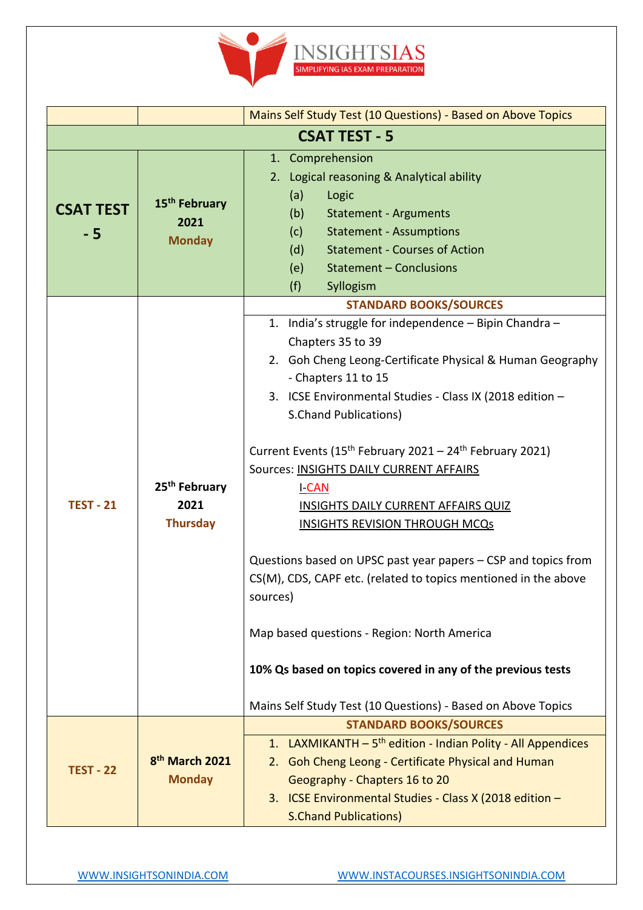| | | Mains Self Study Test (10 Questions) - Based on Above Topics |
|---|---|---|
| **CSAT TEST - 5** | | |
| **CSAT TEST - 5** | **15th February 2021 Monday** | 1. Comprehension<br>2. Logical reasoning & Analytical ability<br>(a) Logic<br>(b) Statement - Arguments<br>(c) Statement - Assumptions<br>(d) Statement - Courses of Action<br>(e) Statement – Conclusions<br>(f) Syllogism |
| **TEST - 21** | **25th February 2021 Thursday** | **STANDARD BOOKS/SOURCES**<br>1. India's struggle for independence – Bipin Chandra – Chapters 35 to 39<br>2. Goh Cheng Leong-Certificate Physical & Human Geography - Chapters 11 to 15<br>3. ICSE Environmental Studies - Class IX (2018 edition – S.Chand Publications)<br><br>Current Events (15th February 2021 – 24th February 2021)<br>Sources: INSIGHTS DAILY CURRENT AFFAIRS<br>I-CAN<br>INSIGHTS DAILY CURRENT AFFAIRS QUIZ<br>INSIGHTS REVISION THROUGH MCQs<br><br>Questions based on UPSC past year papers – CSP and topics from CS(M), CDS, CAPF etc. (related to topics mentioned in the above sources)<br><br>Map based questions - Region: North America<br><br>**10% Qs based on topics covered in any of the previous tests**<br><br>Mains Self Study Test (10 Questions) - Based on Above Topics |
| **TEST - 22** | **8th March 2021 Monday** | **STANDARD BOOKS/SOURCES**<br>1. LAXMIKANTH – 5th edition - Indian Polity - All Appendices<br>2. Goh Cheng Leong - Certificate Physical and Human Geography - Chapters 16 to 20<br>3. ICSE Environmental Studies - Class X (2018 edition – S.Chand Publications) |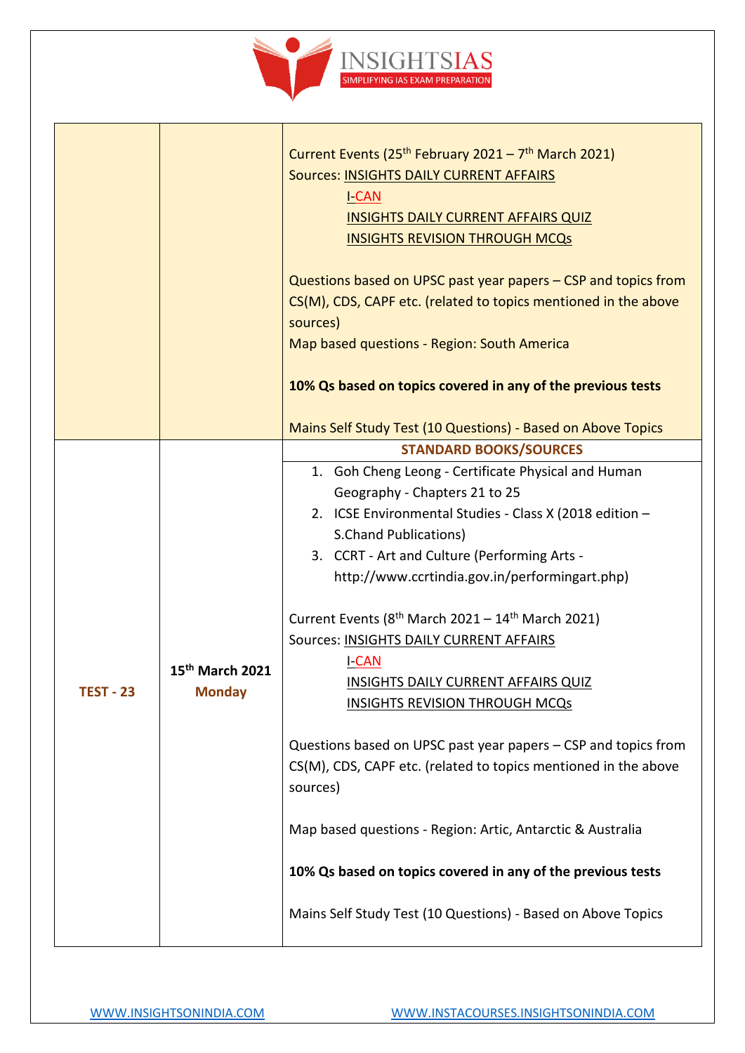| | | |
|---|---|---|
| | | Current Events (25th February 2021 – 7th March 2021)<br>Sources: INSIGHTS DAILY CURRENT AFFAIRS<br>I-CAN<br>INSIGHTS DAILY CURRENT AFFAIRS QUIZ<br>INSIGHTS REVISION THROUGH MCQs<br><br>Questions based on UPSC past year papers – CSP and topics from CS(M), CDS, CAPF etc. (related to topics mentioned in the above sources)<br>Map based questions - Region: South America<br><br>**10% Qs based on topics covered in any of the previous tests**<br><br>Mains Self Study Test (10 Questions) - Based on Above Topics |
| **TEST - 23** | **15th March 2021 Monday** | **STANDARD BOOKS/SOURCES**<br>1. Goh Cheng Leong - Certificate Physical and Human Geography - Chapters 21 to 25<br>2. ICSE Environmental Studies - Class X (2018 edition – S.Chand Publications)<br>3. CCRT - Art and Culture (Performing Arts - http://www.ccrtindia.gov.in/performingart.php)<br><br>Current Events (8th March 2021 – 14th March 2021)<br>Sources: INSIGHTS DAILY CURRENT AFFAIRS<br>I-CAN<br>INSIGHTS DAILY CURRENT AFFAIRS QUIZ<br>INSIGHTS REVISION THROUGH MCQs<br><br>Questions based on UPSC past year papers – CSP and topics from CS(M), CDS, CAPF etc. (related to topics mentioned in the above sources)<br><br>Map based questions - Region: Artic, Antarctic & Australia<br><br>**10% Qs based on topics covered in any of the previous tests**<br><br>Mains Self Study Test (10 Questions) - Based on Above Topics |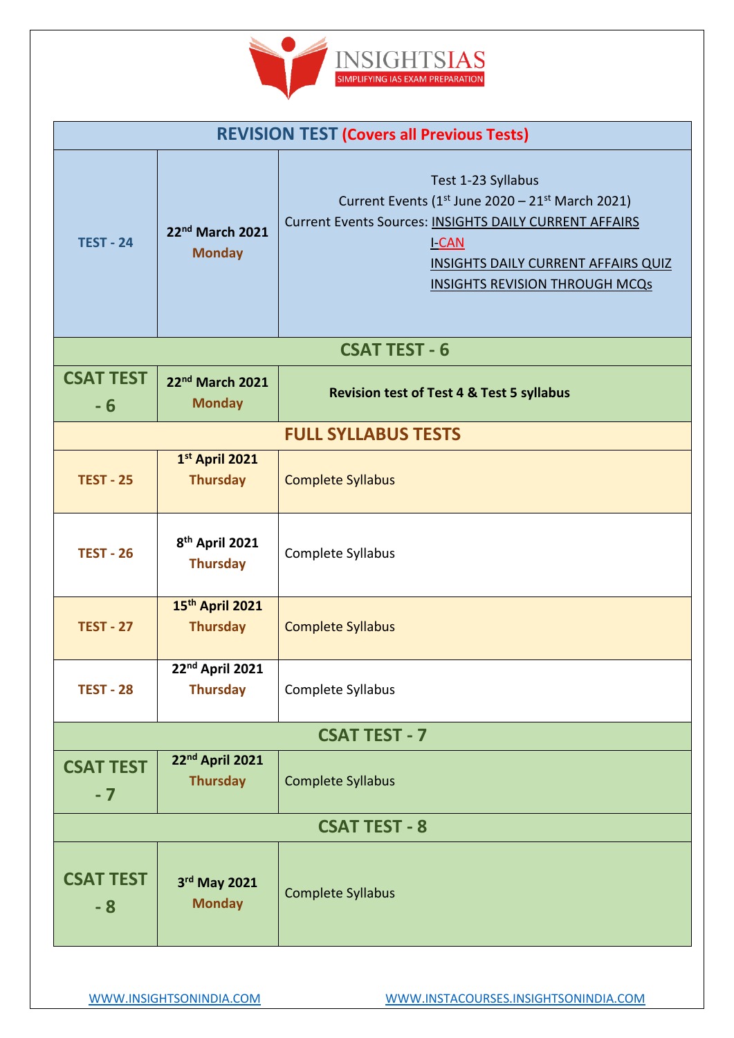| REVISION TEST (Covers all Previous Tests) | | |
|---|---|---|
| TEST - 24 | 22nd March 2021 Monday | Test 1-23 Syllabus<br>Current Events (1st June 2020 – 21st March 2021)<br>Current Events Sources: INSIGHTS DAILY CURRENT AFFAIRS<br>I-CAN<br>INSIGHTS DAILY CURRENT AFFAIRS QUIZ<br>INSIGHTS REVISION THROUGH MCQs |
| **CSAT TEST - 6** | | |
| CSAT TEST - 6 | 22nd March 2021 Monday | **Revision test of Test 4 & Test 5 syllabus** |
| **FULL SYLLABUS TESTS** | | |
| TEST - 25 | 1st April 2021 Thursday | Complete Syllabus |
| TEST - 26 | 8th April 2021 Thursday | Complete Syllabus |
| TEST - 27 | 15th April 2021 Thursday | Complete Syllabus |
| TEST - 28 | 22nd April 2021 Thursday | Complete Syllabus |
| **CSAT TEST - 7** | | |
| CSAT TEST - 7 | 22nd April 2021 Thursday | Complete Syllabus |
| **CSAT TEST - 8** | | |
| CSAT TEST - 8 | 3rd May 2021 Monday | Complete Syllabus |

WWW.INSIGHTSONINDIA.COM WWW.INSTACOURSES.INSIGHTSONINDIA.COM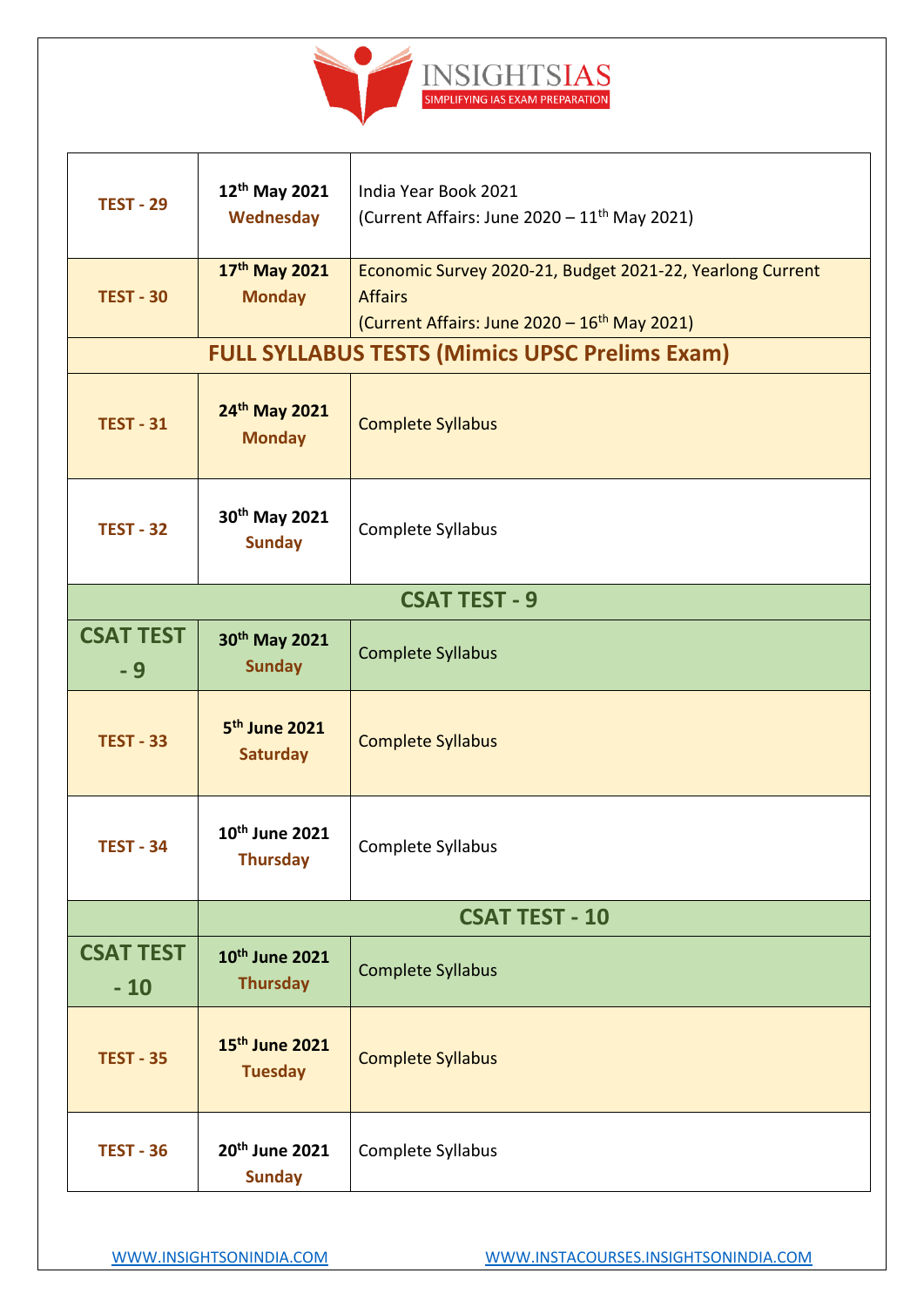| | | |
|---|---|---|
| TEST - 29 | 12th May 2021 Wednesday | India Year Book 2021 (Current Affairs: June 2020 – 11th May 2021) |
| TEST - 30 | 17th May 2021 Monday | Economic Survey 2020-21, Budget 2021-22, Yearlong Current Affairs (Current Affairs: June 2020 – 16th May 2021) |
| **FULL SYLLABUS TESTS (Mimics UPSC Prelims Exam)** | | |
| TEST - 31 | 24th May 2021 Monday | Complete Syllabus |
| TEST - 32 | 30th May 2021 Sunday | Complete Syllabus |
| **CSAT TEST - 9** | | |
| CSAT TEST - 9 | 30th May 2021 Sunday | Complete Syllabus |
| TEST - 33 | 5th June 2021 Saturday | Complete Syllabus |
| TEST - 34 | 10th June 2021 Thursday | Complete Syllabus |
| | **CSAT TEST - 10** | |
| CSAT TEST - 10 | 10th June 2021 Thursday | Complete Syllabus |
| TEST - 35 | 15th June 2021 Tuesday | Complete Syllabus |
| TEST - 36 | 20th June 2021 Sunday | Complete Syllabus |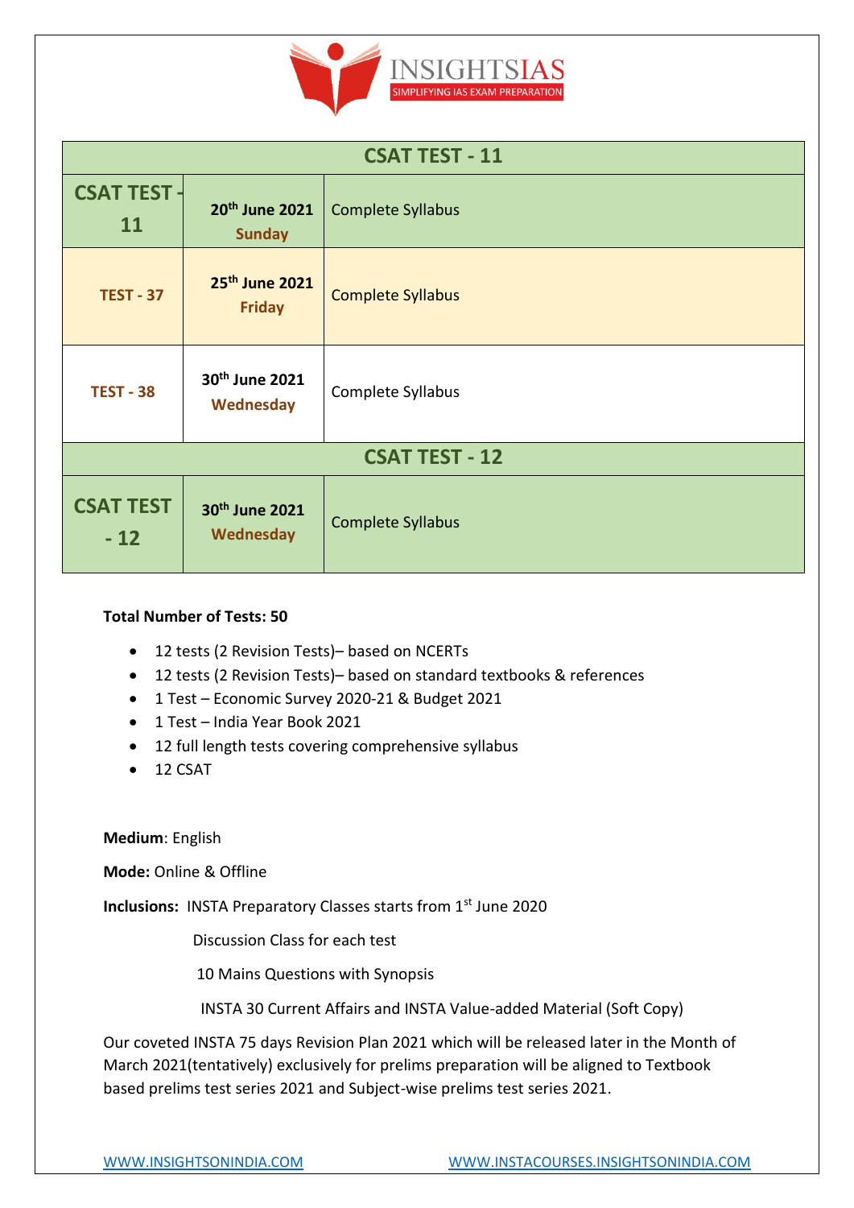| CSAT TEST - 11 | | |
|---|---|---|
| CSAT TEST - 11 | 20th June 2021 Sunday | Complete Syllabus |
| TEST - 37 | 25th June 2021 Friday | Complete Syllabus |
| TEST - 38 | 30th June 2021 Wednesday | Complete Syllabus |
| **CSAT TEST - 12** | | |
| CSAT TEST - 12 | 30th June 2021 Wednesday | Complete Syllabus |

**Total Number of Tests: 50**

- 12 tests (2 Revision Tests)– based on NCERTs
- 12 tests (2 Revision Tests)– based on standard textbooks & references
- 1 Test – Economic Survey 2020-21 & Budget 2021
- 1 Test – India Year Book 2021
- 12 full length tests covering comprehensive syllabus
- 12 CSAT

**Medium**: English

**Mode:** Online & Offline

**Inclusions:** INSTA Preparatory Classes starts from 1st June 2020

Discussion Class for each test

10 Mains Questions with Synopsis

INSTA 30 Current Affairs and INSTA Value-added Material (Soft Copy)

Our coveted INSTA 75 days Revision Plan 2021 which will be released later in the Month of March 2021(tentatively) exclusively for prelims preparation will be aligned to Textbook based prelims test series 2021 and Subject-wise prelims test series 2021.

WWW.INSIGHTSONINDIA.COM WWW.INSTACOURSES.INSIGHTSONINDIA.COM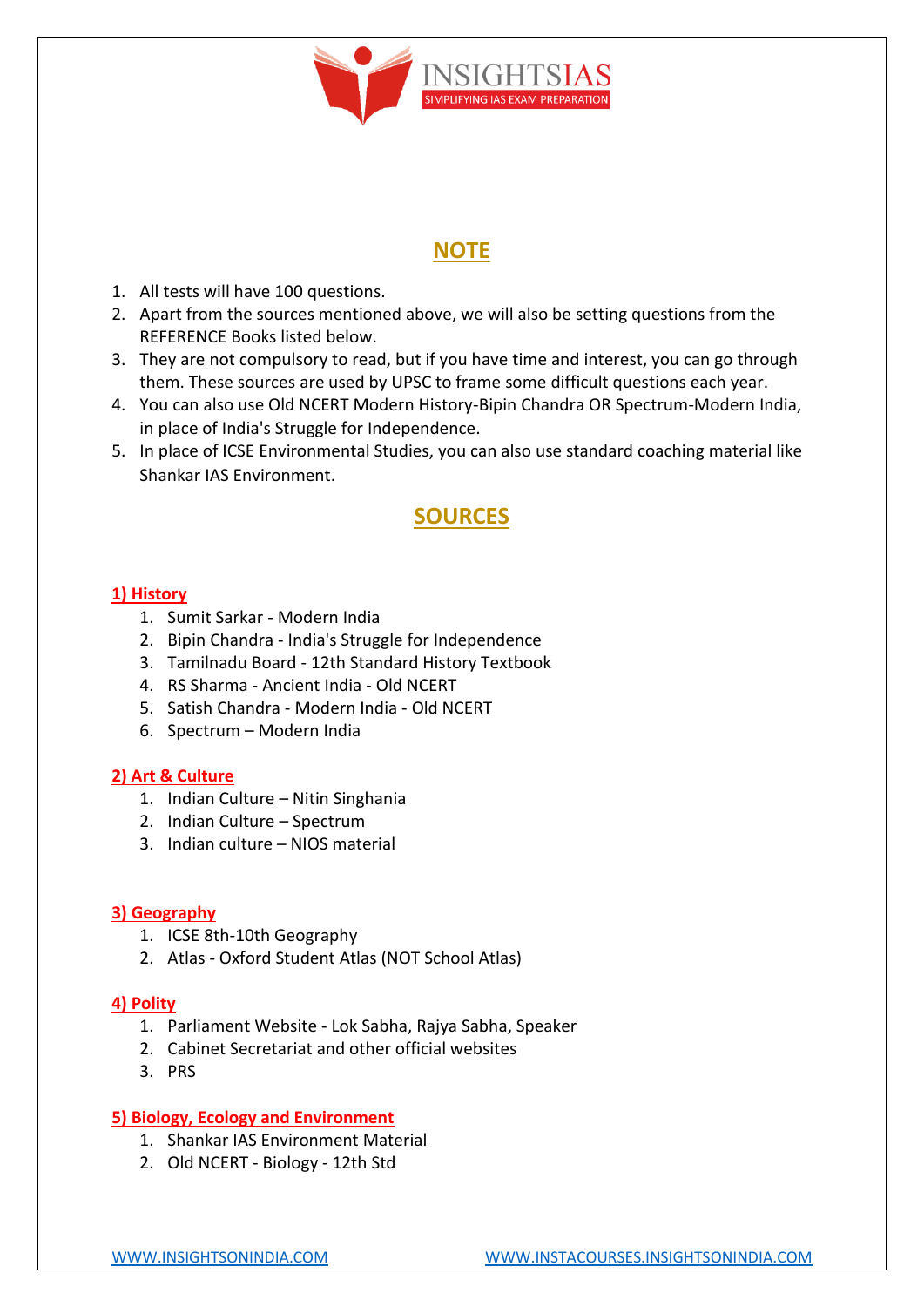## NOTE

1. All tests will have 100 questions.
2. Apart from the sources mentioned above, we will also be setting questions from the REFERENCE Books listed below.
3. They are not compulsory to read, but if you have time and interest, you can go through them. These sources are used by UPSC to frame some difficult questions each year.
4. You can also use Old NCERT Modern History-Bipin Chandra OR Spectrum-Modern India, in place of India's Struggle for Independence.
5. In place of ICSE Environmental Studies, you can also use standard coaching material like Shankar IAS Environment.

## SOURCES

### 1) History

1. Sumit Sarkar - Modern India
2. Bipin Chandra - India's Struggle for Independence
3. Tamilnadu Board - 12th Standard History Textbook
4. RS Sharma - Ancient India - Old NCERT
5. Satish Chandra - Modern India - Old NCERT
6. Spectrum – Modern India

### 2) Art & Culture

1. Indian Culture – Nitin Singhania
2. Indian Culture – Spectrum
3. Indian culture – NIOS material

### 3) Geography

1. ICSE 8th-10th Geography
2. Atlas - Oxford Student Atlas (NOT School Atlas)

### 4) Polity

1. Parliament Website - Lok Sabha, Rajya Sabha, Speaker
2. Cabinet Secretariat and other official websites
3. PRS

### 5) Biology, Ecology and Environment

1. Shankar IAS Environment Material
2. Old NCERT - Biology - 12th Std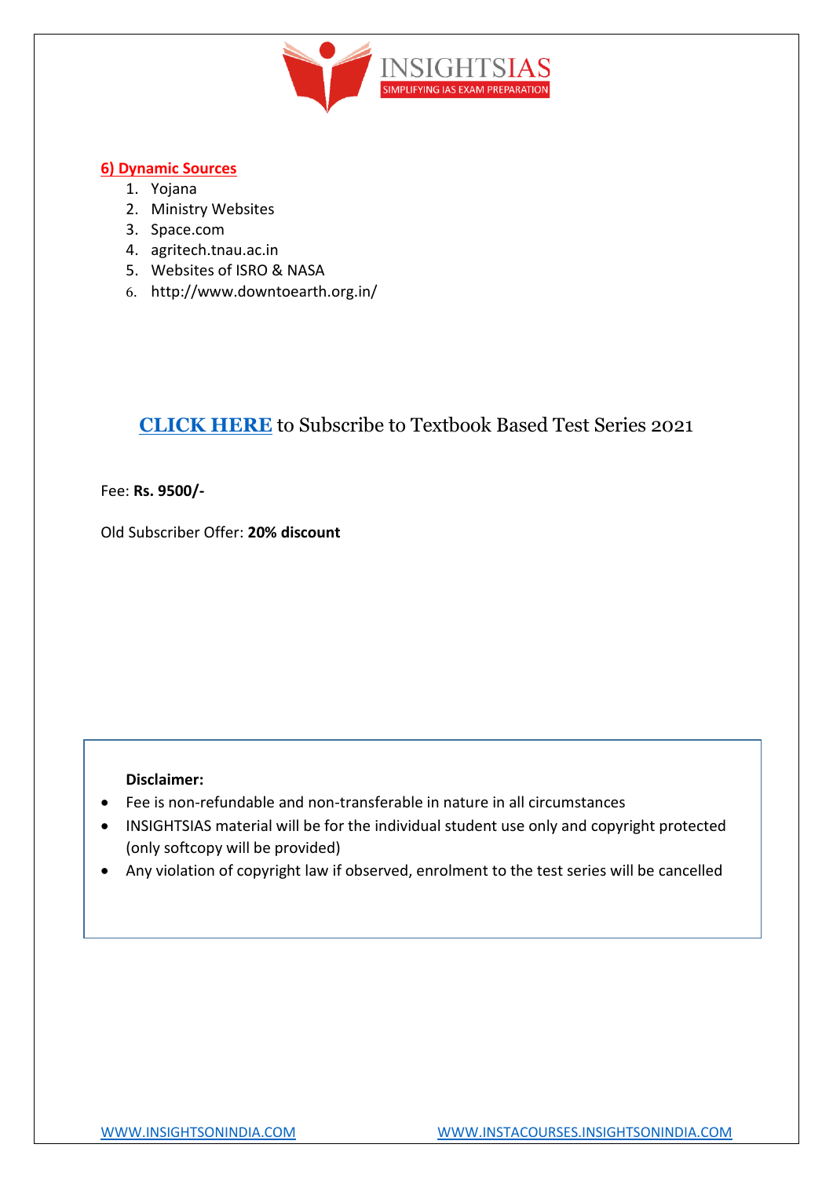#### 6) Dynamic Sources

1. Yojana
2. Ministry Websites
3. Space.com
4. agritech.tnau.ac.in
5. Websites of ISRO & NASA
6. http://www.downtoearth.org.in/

**CLICK HERE** to Subscribe to Textbook Based Test Series 2021

Fee: **Rs. 9500/-**

Old Subscriber Offer: **20% discount**

**Disclaimer:**

- Fee is non-refundable and non-transferable in nature in all circumstances
- INSIGHTSIAS material will be for the individual student use only and copyright protected (only softcopy will be provided)
- Any violation of copyright law if observed, enrolment to the test series will be cancelled